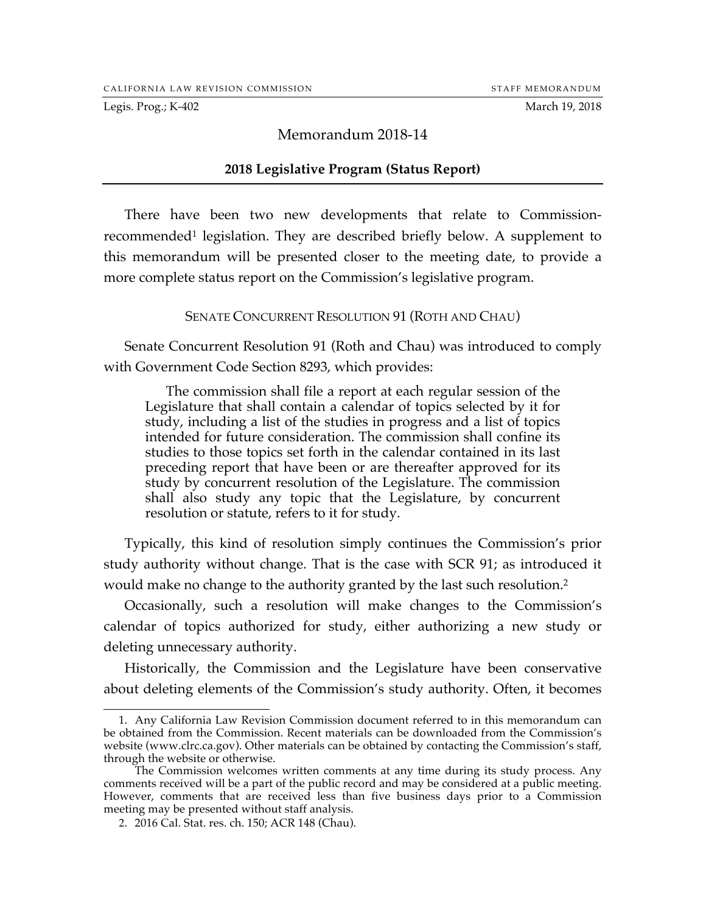CALIFORNIA LAW REVISION COMMISSION STAFF MEMORANDUM

Legis. Prog.; K-402 March 19, 2018

# Memorandum 2018-14

## 2018 Legislative Program (Status Report)

There have been two new developments that relate to Commission-recommended[1] legislation. They are described briefly below. A supplement to this memorandum will be presented closer to the meeting date, to provide a more complete status report on the Commission's legislative program.

### SENATE CONCURRENT RESOLUTION 91 (ROTH AND CHAU)

Senate Concurrent Resolution 91 (Roth and Chau) was introduced to comply with Government Code Section 8293, which provides:

> The commission shall file a report at each regular session of the Legislature that shall contain a calendar of topics selected by it for study, including a list of the studies in progress and a list of topics intended for future consideration. The commission shall confine its studies to those topics set forth in the calendar contained in its last preceding report that have been or are thereafter approved for its study by concurrent resolution of the Legislature. The commission shall also study any topic that the Legislature, by concurrent resolution or statute, refers to it for study.

Typically, this kind of resolution simply continues the Commission's prior study authority without change. That is the case with SCR 91; as introduced it would make no change to the authority granted by the last such resolution.[2]

Occasionally, such a resolution will make changes to the Commission's calendar of topics authorized for study, either authorizing a new study or deleting unnecessary authority.

Historically, the Commission and the Legislature have been conservative about deleting elements of the Commission's study authority. Often, it becomes

---

1. Any California Law Revision Commission document referred to in this memorandum can be obtained from the Commission. Recent materials can be downloaded from the Commission's website (www.clrc.ca.gov). Other materials can be obtained by contacting the Commission's staff, through the website or otherwise.

The Commission welcomes written comments at any time during its study process. Any comments received will be a part of the public record and may be considered at a public meeting. However, comments that are received less than five business days prior to a Commission meeting may be presented without staff analysis.

2. 2016 Cal. Stat. res. ch. 150; ACR 148 (Chau).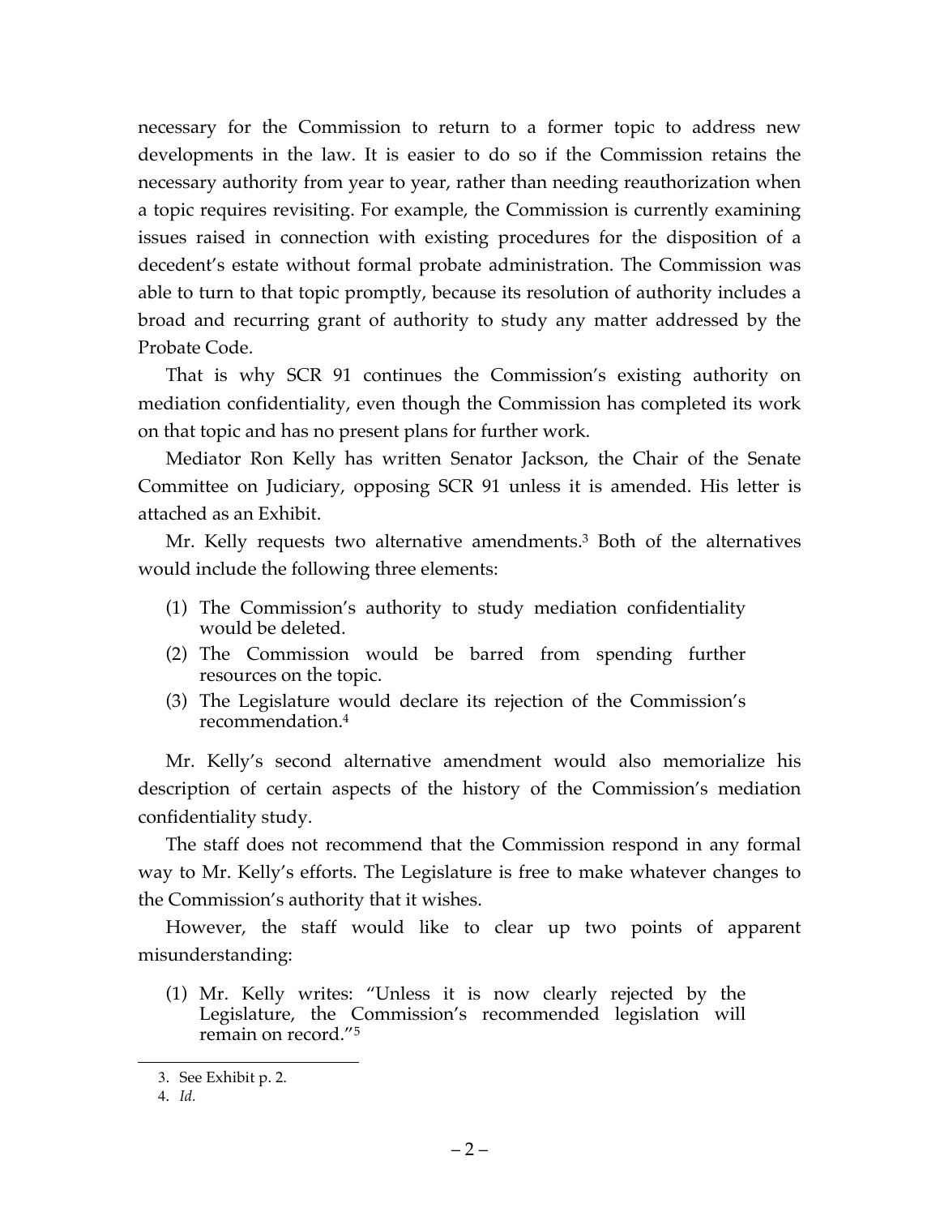necessary for the Commission to return to a former topic to address new developments in the law. It is easier to do so if the Commission retains the necessary authority from year to year, rather than needing reauthorization when a topic requires revisiting. For example, the Commission is currently examining issues raised in connection with existing procedures for the disposition of a decedent's estate without formal probate administration. The Commission was able to turn to that topic promptly, because its resolution of authority includes a broad and recurring grant of authority to study any matter addressed by the Probate Code.

That is why SCR 91 continues the Commission's existing authority on mediation confidentiality, even though the Commission has completed its work on that topic and has no present plans for further work.

Mediator Ron Kelly has written Senator Jackson, the Chair of the Senate Committee on Judiciary, opposing SCR 91 unless it is amended. His letter is attached as an Exhibit.

Mr. Kelly requests two alternative amendments.[3] Both of the alternatives would include the following three elements:

(1) The Commission's authority to study mediation confidentiality would be deleted.
(2) The Commission would be barred from spending further resources on the topic.
(3) The Legislature would declare its rejection of the Commission's recommendation.[4]

Mr. Kelly's second alternative amendment would also memorialize his description of certain aspects of the history of the Commission's mediation confidentiality study.

The staff does not recommend that the Commission respond in any formal way to Mr. Kelly's efforts. The Legislature is free to make whatever changes to the Commission's authority that it wishes.

However, the staff would like to clear up two points of apparent misunderstanding:

(1) Mr. Kelly writes: "Unless it is now clearly rejected by the Legislature, the Commission's recommended legislation will remain on record."[5]

---

3. See Exhibit p. 2.

4. *Id.*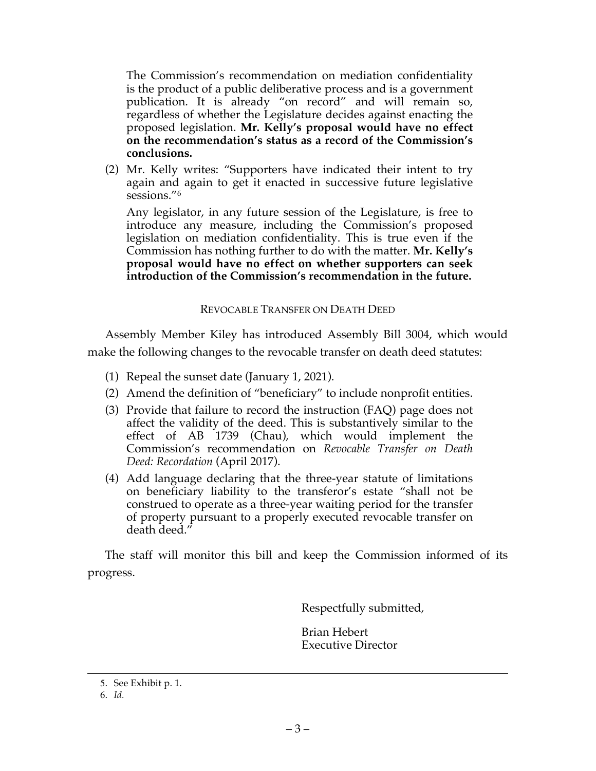The Commission's recommendation on mediation confidentiality is the product of a public deliberative process and is a government publication. It is already "on record" and will remain so, regardless of whether the Legislature decides against enacting the proposed legislation. **Mr. Kelly's proposal would have no effect on the recommendation's status as a record of the Commission's conclusions.**

(2) Mr. Kelly writes: "Supporters have indicated their intent to try again and again to get it enacted in successive future legislative sessions."[6]

Any legislator, in any future session of the Legislature, is free to introduce any measure, including the Commission's proposed legislation on mediation confidentiality. This is true even if the Commission has nothing further to do with the matter. **Mr. Kelly's proposal would have no effect on whether supporters can seek introduction of the Commission's recommendation in the future.**

## REVOCABLE TRANSFER ON DEATH DEED

Assembly Member Kiley has introduced Assembly Bill 3004, which would make the following changes to the revocable transfer on death deed statutes:

(1) Repeal the sunset date (January 1, 2021).

(2) Amend the definition of "beneficiary" to include nonprofit entities.

(3) Provide that failure to record the instruction (FAQ) page does not affect the validity of the deed. This is substantively similar to the effect of AB 1739 (Chau), which would implement the Commission's recommendation on *Revocable Transfer on Death Deed: Recordation* (April 2017).

(4) Add language declaring that the three-year statute of limitations on beneficiary liability to the transferor's estate "shall not be construed to operate as a three-year waiting period for the transfer of property pursuant to a properly executed revocable transfer on death deed."

The staff will monitor this bill and keep the Commission informed of its progress.

Respectfully submitted,

Brian Hebert
Executive Director

---

5. See Exhibit p. 1.

6. *Id.*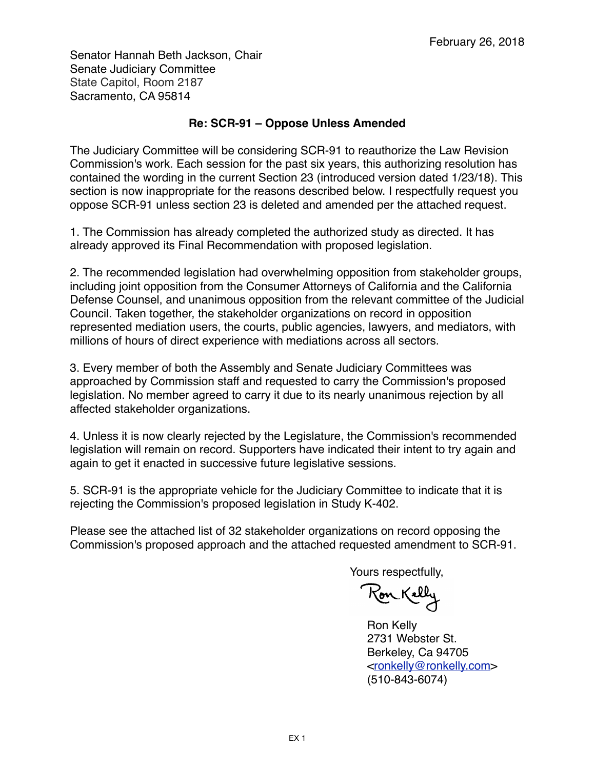February 26, 2018

Senator Hannah Beth Jackson, Chair
Senate Judiciary Committee
State Capitol, Room 2187
Sacramento, CA 95814

**Re: SCR-91 – Oppose Unless Amended**

The Judiciary Committee will be considering SCR-91 to reauthorize the Law Revision Commission's work. Each session for the past six years, this authorizing resolution has contained the wording in the current Section 23 (introduced version dated 1/23/18). This section is now inappropriate for the reasons described below. I respectfully request you oppose SCR-91 unless section 23 is deleted and amended per the attached request.

1. The Commission has already completed the authorized study as directed. It has already approved its Final Recommendation with proposed legislation.

2. The recommended legislation had overwhelming opposition from stakeholder groups, including joint opposition from the Consumer Attorneys of California and the California Defense Counsel, and unanimous opposition from the relevant committee of the Judicial Council. Taken together, the stakeholder organizations on record in opposition represented mediation users, the courts, public agencies, lawyers, and mediators, with millions of hours of direct experience with mediations across all sectors.

3. Every member of both the Assembly and Senate Judiciary Committees was approached by Commission staff and requested to carry the Commission's proposed legislation. No member agreed to carry it due to its nearly unanimous rejection by all affected stakeholder organizations.

4. Unless it is now clearly rejected by the Legislature, the Commission's recommended legislation will remain on record. Supporters have indicated their intent to try again and again to get it enacted in successive future legislative sessions.

5. SCR-91 is the appropriate vehicle for the Judiciary Committee to indicate that it is rejecting the Commission's proposed legislation in Study K-402.

Please see the attached list of 32 stakeholder organizations on record opposing the Commission's proposed approach and the attached requested amendment to SCR-91.

Yours respectfully,

Ron Kelly

Ron Kelly
2731 Webster St.
Berkeley, Ca 94705
<ronkelly@ronkelly.com>
(510-843-6074)

EX 1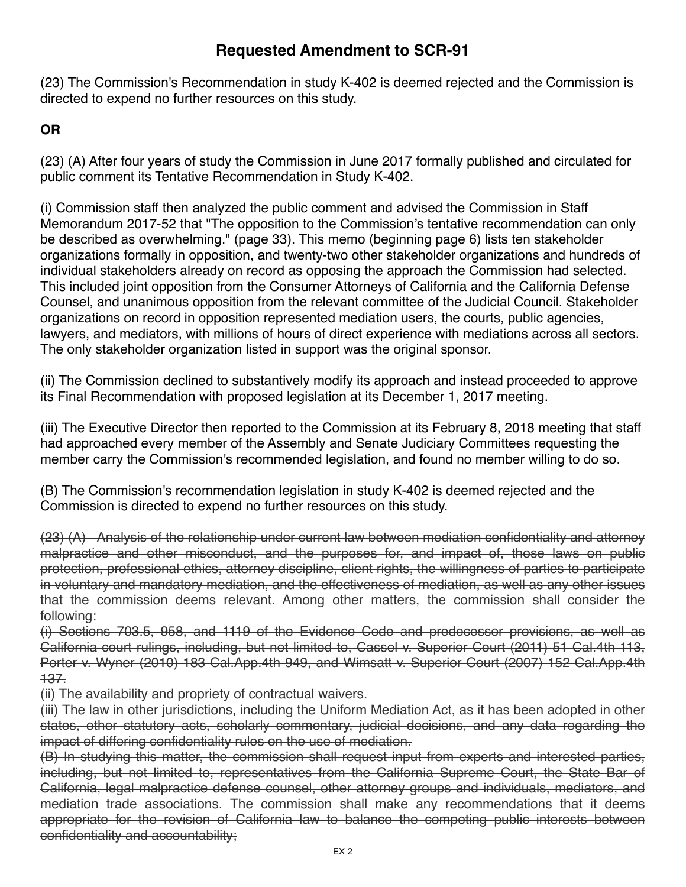# Requested Amendment to SCR-91

(23) The Commission's Recommendation in study K-402 is deemed rejected and the Commission is directed to expend no further resources on this study.

**OR**

(23) (A) After four years of study the Commission in June 2017 formally published and circulated for public comment its Tentative Recommendation in Study K-402.

(i) Commission staff then analyzed the public comment and advised the Commission in Staff Memorandum 2017-52 that "The opposition to the Commission's tentative recommendation can only be described as overwhelming." (page 33). This memo (beginning page 6) lists ten stakeholder organizations formally in opposition, and twenty-two other stakeholder organizations and hundreds of individual stakeholders already on record as opposing the approach the Commission had selected. This included joint opposition from the Consumer Attorneys of California and the California Defense Counsel, and unanimous opposition from the relevant committee of the Judicial Council. Stakeholder organizations on record in opposition represented mediation users, the courts, public agencies, lawyers, and mediators, with millions of hours of direct experience with mediations across all sectors. The only stakeholder organization listed in support was the original sponsor.

(ii) The Commission declined to substantively modify its approach and instead proceeded to approve its Final Recommendation with proposed legislation at its December 1, 2017 meeting.

(iii) The Executive Director then reported to the Commission at its February 8, 2018 meeting that staff had approached every member of the Assembly and Senate Judiciary Committees requesting the member carry the Commission's recommended legislation, and found no member willing to do so.

(B) The Commission's recommendation legislation in study K-402 is deemed rejected and the Commission is directed to expend no further resources on this study.

~~(23) (A) Analysis of the relationship under current law between mediation confidentiality and attorney malpractice and other misconduct, and the purposes for, and impact of, those laws on public protection, professional ethics, attorney discipline, client rights, the willingness of parties to participate in voluntary and mandatory mediation, and the effectiveness of mediation, as well as any other issues that the commission deems relevant. Among other matters, the commission shall consider the following:~~

~~(i) Sections 703.5, 958, and 1119 of the Evidence Code and predecessor provisions, as well as California court rulings, including, but not limited to, Cassel v. Superior Court (2011) 51 Cal.4th 113, Porter v. Wyner (2010) 183 Cal.App.4th 949, and Wimsatt v. Superior Court (2007) 152 Cal.App.4th 137.~~

~~(ii) The availability and propriety of contractual waivers.~~

~~(iii) The law in other jurisdictions, including the Uniform Mediation Act, as it has been adopted in other states, other statutory acts, scholarly commentary, judicial decisions, and any data regarding the impact of differing confidentiality rules on the use of mediation.~~

~~(B) In studying this matter, the commission shall request input from experts and interested parties, including, but not limited to, representatives from the California Supreme Court, the State Bar of California, legal malpractice defense counsel, other attorney groups and individuals, mediators, and mediation trade associations. The commission shall make any recommendations that it deems appropriate for the revision of California law to balance the competing public interests between confidentiality and accountability;~~

EX 2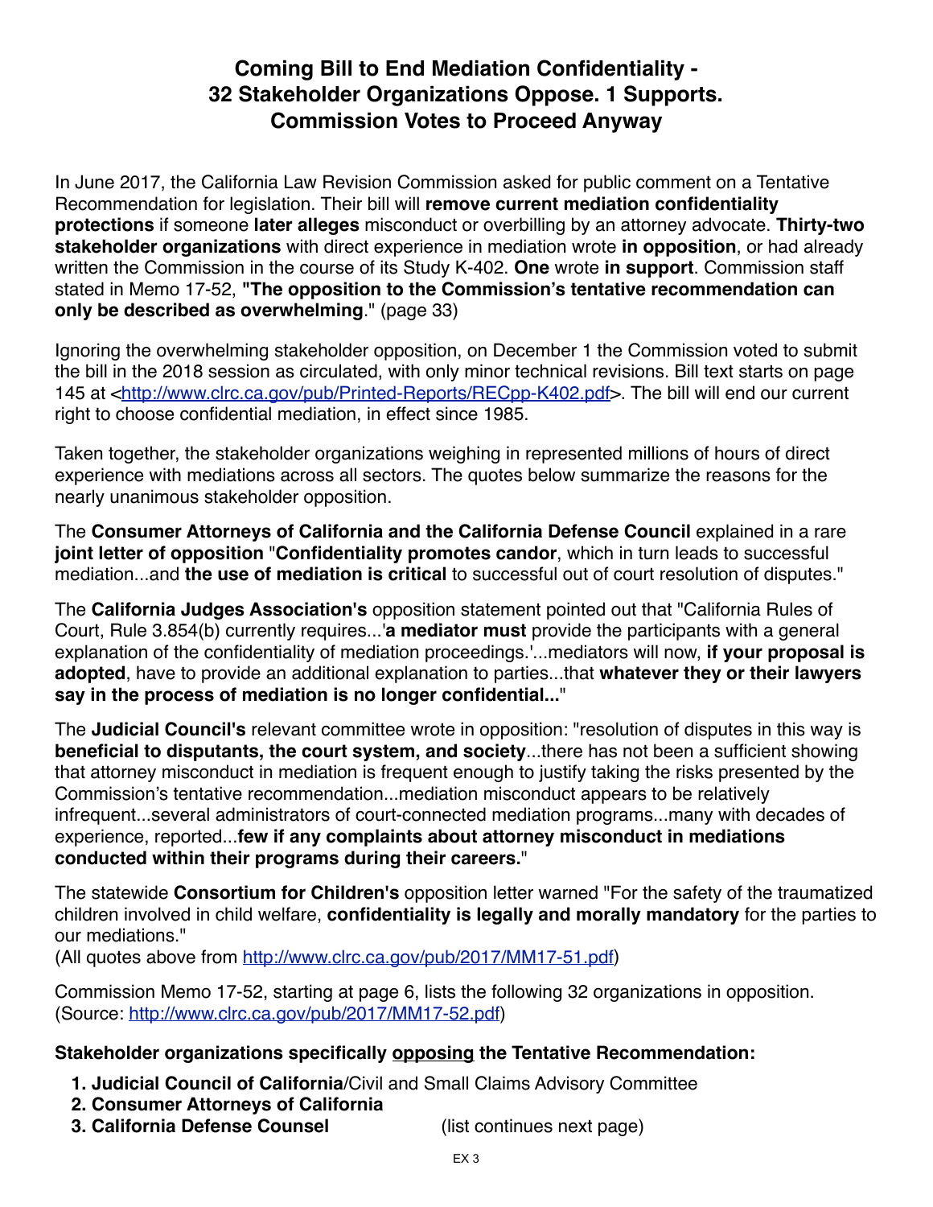# Coming Bill to End Mediation Confidentiality - 32 Stakeholder Organizations Oppose. 1 Supports. Commission Votes to Proceed Anyway

In June 2017, the California Law Revision Commission asked for public comment on a Tentative Recommendation for legislation. Their bill will **remove current mediation confidentiality protections** if someone **later alleges** misconduct or overbilling by an attorney advocate. **Thirty-two stakeholder organizations** with direct experience in mediation wrote **in opposition**, or had already written the Commission in the course of its Study K-402. **One** wrote **in support**. Commission staff stated in Memo 17-52, **"The opposition to the Commission's tentative recommendation can only be described as overwhelming**." (page 33)

Ignoring the overwhelming stakeholder opposition, on December 1 the Commission voted to submit the bill in the 2018 session as circulated, with only minor technical revisions. Bill text starts on page 145 at <http://www.clrc.ca.gov/pub/Printed-Reports/RECpp-K402.pdf>. The bill will end our current right to choose confidential mediation, in effect since 1985.

Taken together, the stakeholder organizations weighing in represented millions of hours of direct experience with mediations across all sectors. The quotes below summarize the reasons for the nearly unanimous stakeholder opposition.

The **Consumer Attorneys of California and the California Defense Council** explained in a rare **joint letter of opposition** "**Confidentiality promotes candor**, which in turn leads to successful mediation...and **the use of mediation is critical** to successful out of court resolution of disputes."

The **California Judges Association's** opposition statement pointed out that "California Rules of Court, Rule 3.854(b) currently requires...'**a mediator must** provide the participants with a general explanation of the confidentiality of mediation proceedings.'...mediators will now, **if your proposal is adopted**, have to provide an additional explanation to parties...that **whatever they or their lawyers say in the process of mediation is no longer confidential...**"

The **Judicial Council's** relevant committee wrote in opposition: "resolution of disputes in this way is **beneficial to disputants, the court system, and society**...there has not been a sufficient showing that attorney misconduct in mediation is frequent enough to justify taking the risks presented by the Commission's tentative recommendation...mediation misconduct appears to be relatively infrequent...several administrators of court-connected mediation programs...many with decades of experience, reported...**few if any complaints about attorney misconduct in mediations conducted within their programs during their careers.**"

The statewide **Consortium for Children's** opposition letter warned "For the safety of the traumatized children involved in child welfare, **confidentiality is legally and morally mandatory** for the parties to our mediations."
(All quotes above from http://www.clrc.ca.gov/pub/2017/MM17-51.pdf)

Commission Memo 17-52, starting at page 6, lists the following 32 organizations in opposition. (Source: http://www.clrc.ca.gov/pub/2017/MM17-52.pdf)

**Stakeholder organizations specifically <u>opposing</u> the Tentative Recommendation:**

1. **Judicial Council of California**/Civil and Small Claims Advisory Committee
2. **Consumer Attorneys of California**
3. **California Defense Counsel** (list continues next page)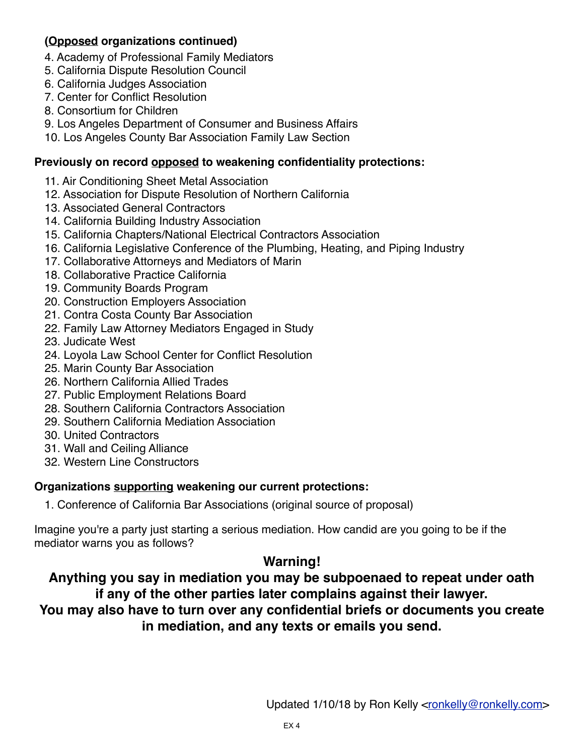**(Opposed organizations continued)**

4. Academy of Professional Family Mediators
5. California Dispute Resolution Council
6. California Judges Association
7. Center for Conflict Resolution
8. Consortium for Children
9. Los Angeles Department of Consumer and Business Affairs
10. Los Angeles County Bar Association Family Law Section

**Previously on record opposed to weakening confidentiality protections:**

11. Air Conditioning Sheet Metal Association
12. Association for Dispute Resolution of Northern California
13. Associated General Contractors
14. California Building Industry Association
15. California Chapters/National Electrical Contractors Association
16. California Legislative Conference of the Plumbing, Heating, and Piping Industry
17. Collaborative Attorneys and Mediators of Marin
18. Collaborative Practice California
19. Community Boards Program
20. Construction Employers Association
21. Contra Costa County Bar Association
22. Family Law Attorney Mediators Engaged in Study
23. Judicate West
24. Loyola Law School Center for Conflict Resolution
25. Marin County Bar Association
26. Northern California Allied Trades
27. Public Employment Relations Board
28. Southern California Contractors Association
29. Southern California Mediation Association
30. United Contractors
31. Wall and Ceiling Alliance
32. Western Line Constructors

**Organizations supporting weakening our current protections:**

1. Conference of California Bar Associations (original source of proposal)

Imagine you're a party just starting a serious mediation. How candid are you going to be if the mediator warns you as follows?

**Warning!**

**Anything you say in mediation you may be subpoenaed to repeat under oath if any of the other parties later complains against their lawyer.**
**You may also have to turn over any confidential briefs or documents you create in mediation, and any texts or emails you send.**

Updated 1/10/18 by Ron Kelly <ronkelly@ronkelly.com>

EX 4